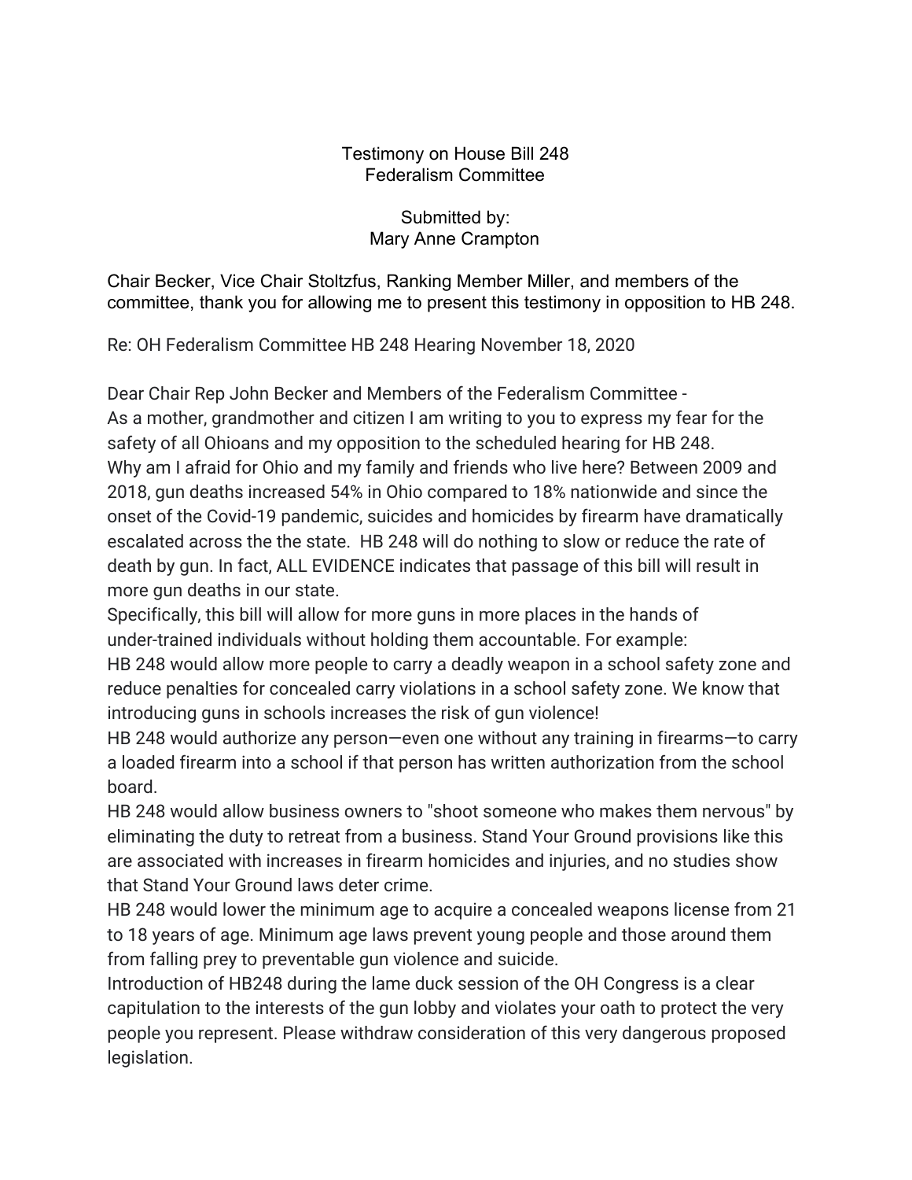Testimony on House Bill 248
Federalism Committee

Submitted by:
Mary Anne Crampton

Chair Becker, Vice Chair Stoltzfus, Ranking Member Miller, and members of the committee, thank you for allowing me to present this testimony in opposition to HB 248.

Re: OH Federalism Committee HB 248 Hearing November 18, 2020

Dear Chair Rep John Becker and Members of the Federalism Committee -

As a mother, grandmother and citizen I am writing to you to express my fear for the safety of all Ohioans and my opposition to the scheduled hearing for HB 248.

Why am I afraid for Ohio and my family and friends who live here? Between 2009 and 2018, gun deaths increased 54% in Ohio compared to 18% nationwide and since the onset of the Covid-19 pandemic, suicides and homicides by firearm have dramatically escalated across the the state. HB 248 will do nothing to slow or reduce the rate of death by gun. In fact, ALL EVIDENCE indicates that passage of this bill will result in more gun deaths in our state.

Specifically, this bill will allow for more guns in more places in the hands of under-trained individuals without holding them accountable. For example:

HB 248 would allow more people to carry a deadly weapon in a school safety zone and reduce penalties for concealed carry violations in a school safety zone. We know that introducing guns in schools increases the risk of gun violence!

HB 248 would authorize any person—even one without any training in firearms—to carry a loaded firearm into a school if that person has written authorization from the school board.

HB 248 would allow business owners to "shoot someone who makes them nervous" by eliminating the duty to retreat from a business. Stand Your Ground provisions like this are associated with increases in firearm homicides and injuries, and no studies show that Stand Your Ground laws deter crime.

HB 248 would lower the minimum age to acquire a concealed weapons license from 21 to 18 years of age. Minimum age laws prevent young people and those around them from falling prey to preventable gun violence and suicide.

Introduction of HB248 during the lame duck session of the OH Congress is a clear capitulation to the interests of the gun lobby and violates your oath to protect the very people you represent. Please withdraw consideration of this very dangerous proposed legislation.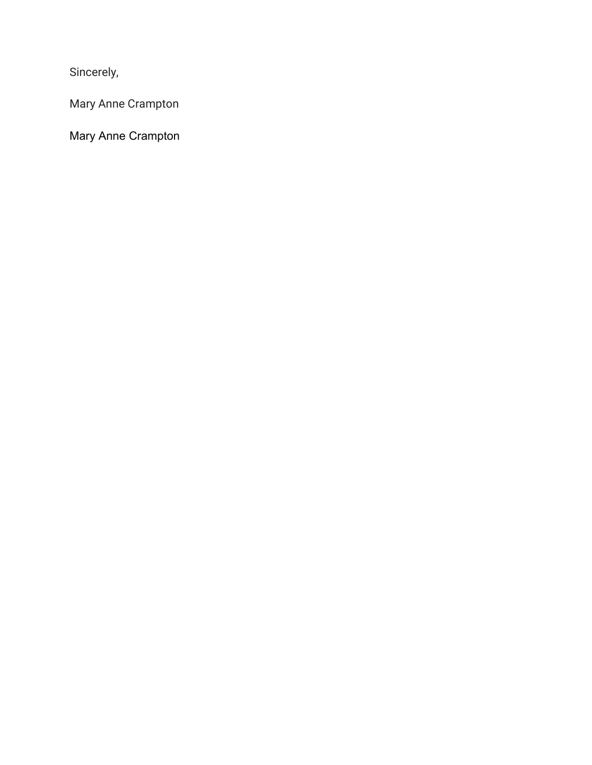Sincerely,

Mary Anne Crampton

Mary Anne Crampton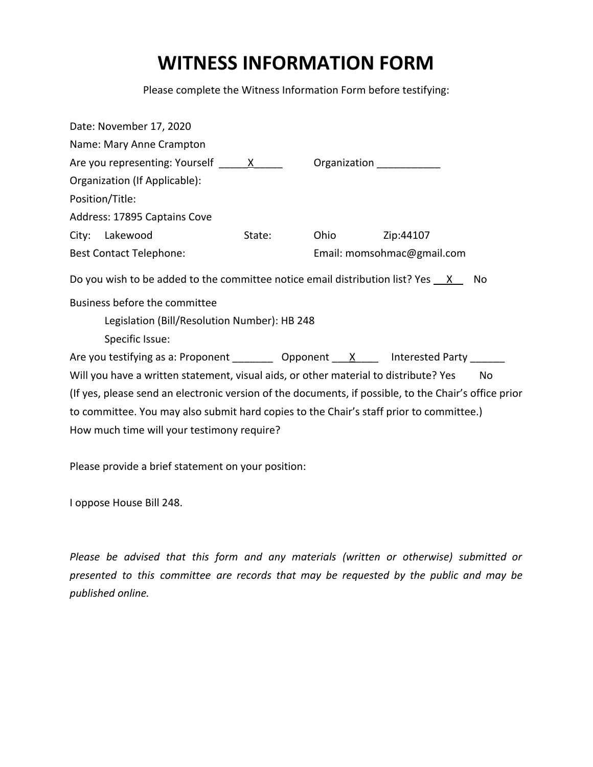# WITNESS INFORMATION FORM

Please complete the Witness Information Form before testifying:

Date: November 17, 2020

Name: Mary Anne Crampton

Are you representing: Yourself \_\_\_\_\_X\_\_\_\_\_ Organization \_\_\_\_\_\_\_\_\_\_\_

Organization (If Applicable):

Position/Title:

Address: 17895 Captains Cove

City: Lakewood State: Ohio Zip:44107

Best Contact Telephone: Email: momsohmac@gmail.com

Do you wish to be added to the committee notice email distribution list? Yes \_\_X\_\_ No

Business before the committee

Legislation (Bill/Resolution Number): HB 248

Specific Issue:

Are you testifying as a: Proponent \_\_\_\_\_\_\_ Opponent \_\_\_X\_\_\_\_ Interested Party \_\_\_\_\_\_

Will you have a written statement, visual aids, or other material to distribute? Yes No

(If yes, please send an electronic version of the documents, if possible, to the Chair's office prior to committee. You may also submit hard copies to the Chair's staff prior to committee.)

How much time will your testimony require?

Please provide a brief statement on your position:

I oppose House Bill 248.

*Please be advised that this form and any materials (written or otherwise) submitted or presented to this committee are records that may be requested by the public and may be published online.*